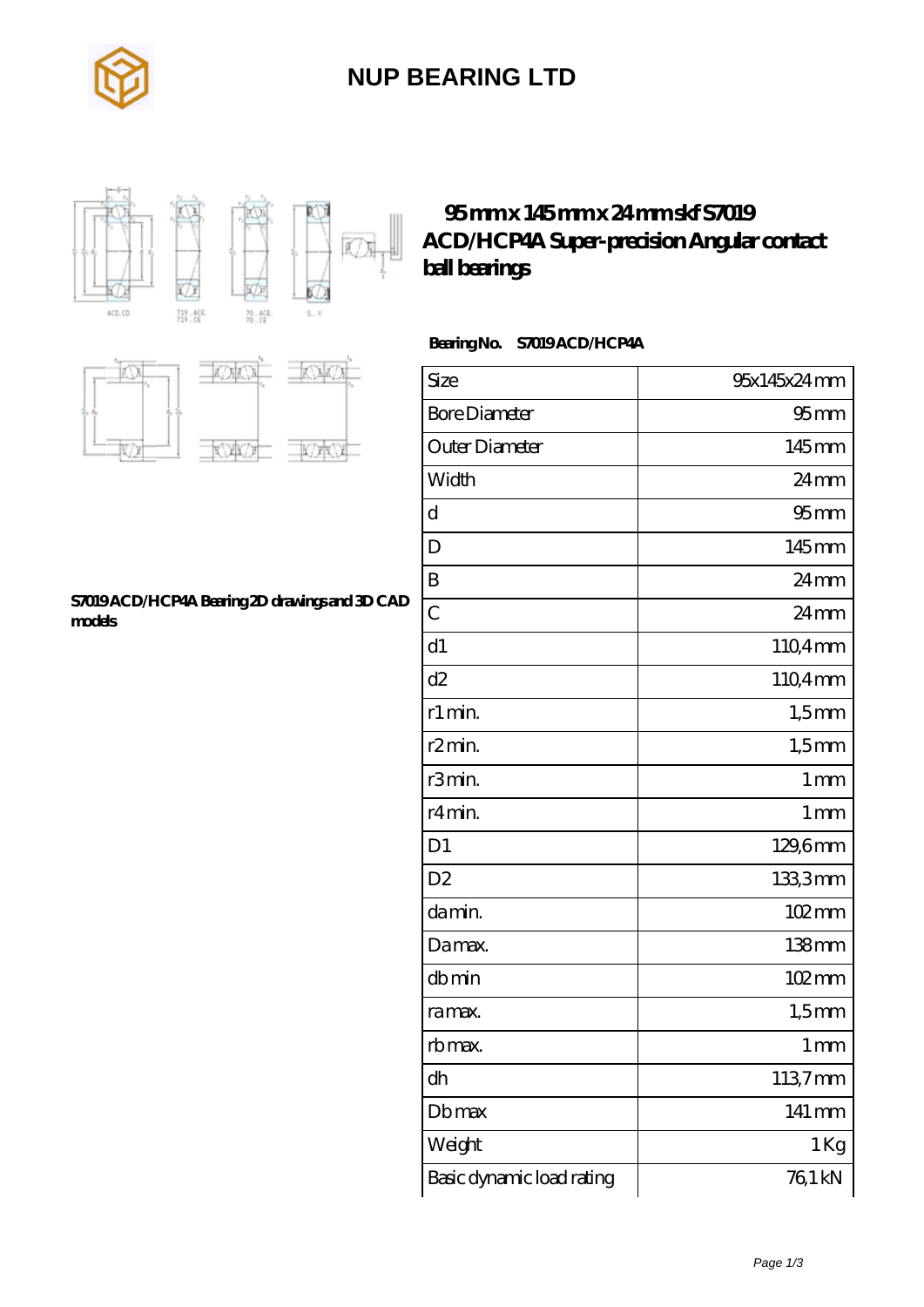# NUP BEARING LTD

## 95 mm x 145 mm x 24 mm skf S7019 ACD/HCP4A Super-precision Angular contact ball bearings

S7019 ACD/HCP4A Bearing 2D drawings and 3D CAD models

**Bearing No. S7019 ACD/HCP4A**

| Size | 95x145x24 mm |
|---|---|
| Bore Diameter | 95 mm |
| Outer Diameter | 145 mm |
| Width | 24 mm |
| d | 95 mm |
| D | 145 mm |
| B | 24 mm |
| C | 24 mm |
| d1 | 110,4 mm |
| d2 | 110,4 mm |
| r1 min. | 1,5 mm |
| r2 min. | 1,5 mm |
| r3 min. | 1 mm |
| r4 min. | 1 mm |
| D1 | 129,6 mm |
| D2 | 133,3 mm |
| da min. | 102 mm |
| Da max. | 138 mm |
| db min | 102 mm |
| ra max. | 1,5 mm |
| rb max. | 1 mm |
| dh | 113,7 mm |
| Db max | 141 mm |
| Weight | 1 Kg |
| Basic dynamic load rating | 76,1 kN |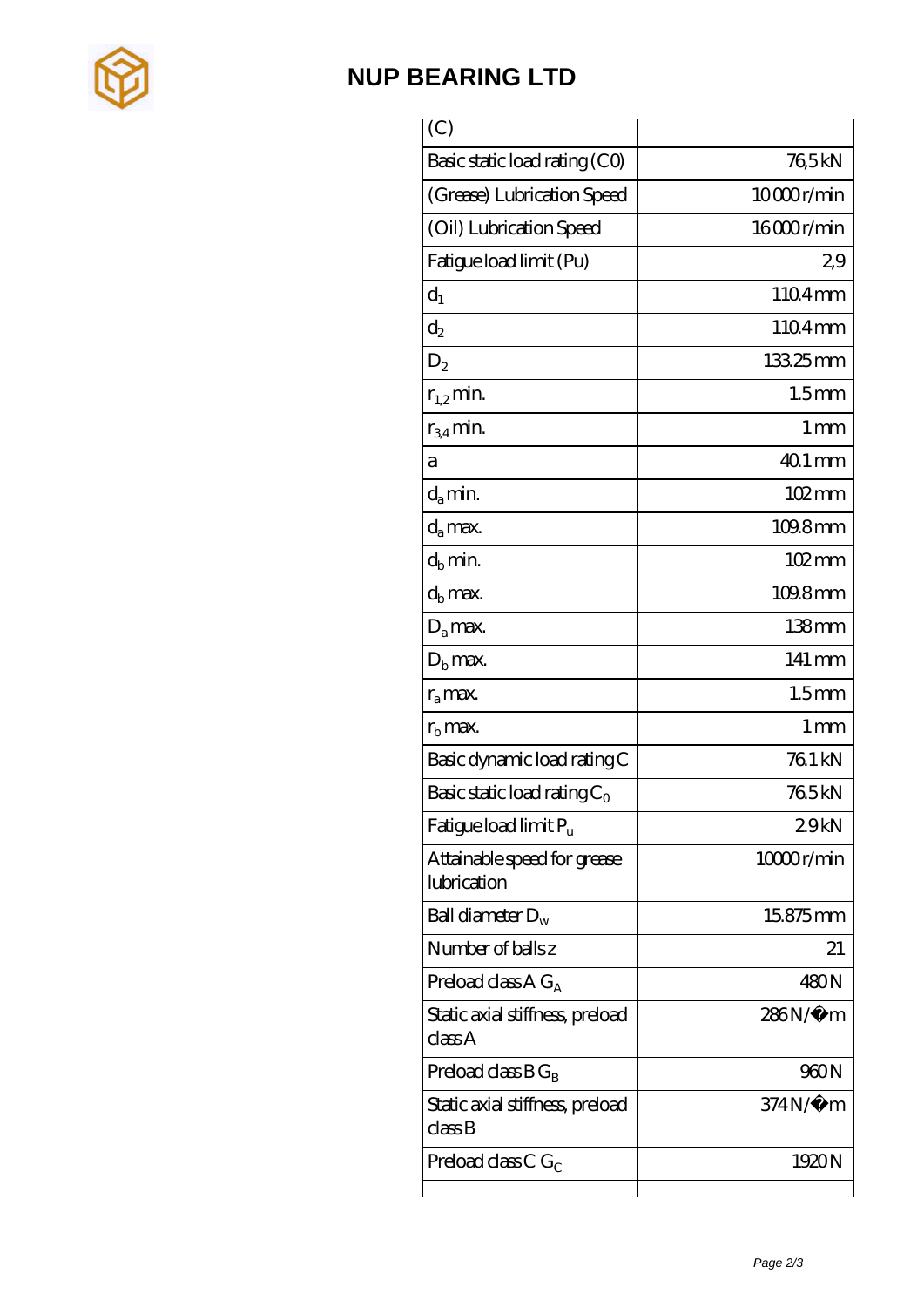# NUP BEARING LTD

| (C) | |
|---|---|
| Basic static load rating (C0) | 76,5 kN |
| (Grease) Lubrication Speed | 10 000 r/min |
| (Oil) Lubrication Speed | 16 000 r/min |
| Fatigue load limit (Pu) | 2,9 |
| $d_1$ | 110.4 mm |
| $d_2$ | 110.4 mm |
| $D_2$ | 133.25 mm |
| $r_{1,2}$ min. | 1.5 mm |
| $r_{3,4}$ min. | 1 mm |
| a | 40.1 mm |
| $d_a$ min. | 102 mm |
| $d_a$ max. | 109.8 mm |
| $d_b$ min. | 102 mm |
| $d_b$ max. | 109.8 mm |
| $D_a$ max. | 138 mm |
| $D_b$ max. | 141 mm |
| $r_a$ max. | 1.5 mm |
| $r_b$ max. | 1 mm |
| Basic dynamic load rating C | 76.1 kN |
| Basic static load rating $C_0$ | 76.5 kN |
| Fatigue load limit $P_u$ | 2.9 kN |
| Attainable speed for grease lubrication | 10000 r/min |
| Ball diameter $D_w$ | 15.875 mm |
| Number of balls z | 21 |
| Preload class A $G_A$ | 480 N |
| Static axial stiffness, preload class A | 286 N/µm |
| Preload class B $G_B$ | 960 N |
| Static axial stiffness, preload class B | 374 N/µm |
| Preload class C $G_C$ | 1920 N |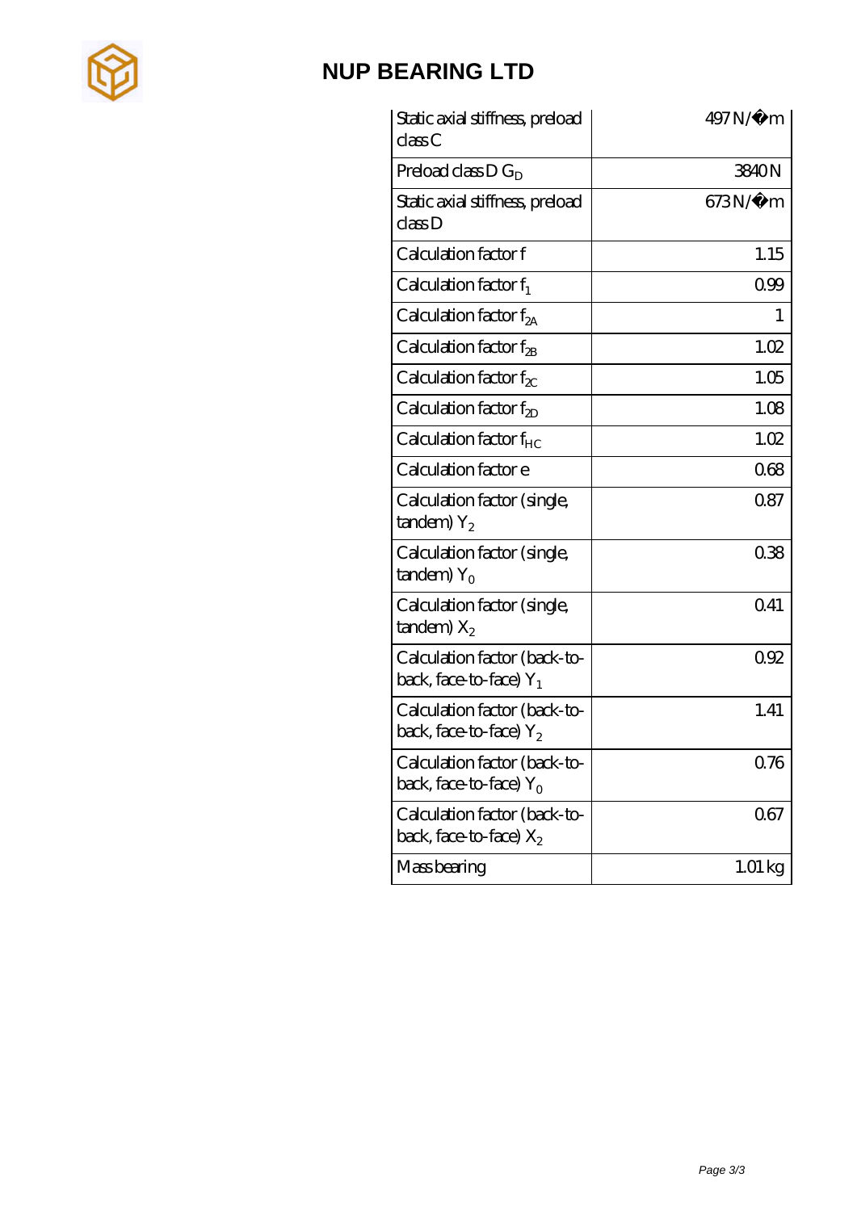# NUP BEARING LTD

| | |
|---|---|
| Static axial stiffness, preload class C | 497 N/�m |
| Preload class D $G_D$ | 3840 N |
| Static axial stiffness, preload class D | 673 N/�m |
| Calculation factor f | 1.15 |
| Calculation factor $f_1$ | 0.99 |
| Calculation factor $f_{2A}$ | 1 |
| Calculation factor $f_{2B}$ | 1.02 |
| Calculation factor $f_{2C}$ | 1.05 |
| Calculation factor $f_{2D}$ | 1.08 |
| Calculation factor $f_{HC}$ | 1.02 |
| Calculation factor e | 0.68 |
| Calculation factor (single, tandem) $Y_2$ | 0.87 |
| Calculation factor (single, tandem) $Y_0$ | 0.38 |
| Calculation factor (single, tandem) $X_2$ | 0.41 |
| Calculation factor (back-to-back, face-to-face) $Y_1$ | 0.92 |
| Calculation factor (back-to-back, face-to-face) $Y_2$ | 1.41 |
| Calculation factor (back-to-back, face-to-face) $Y_0$ | 0.76 |
| Calculation factor (back-to-back, face-to-face) $X_2$ | 0.67 |
| Mass bearing | 1.01 kg |